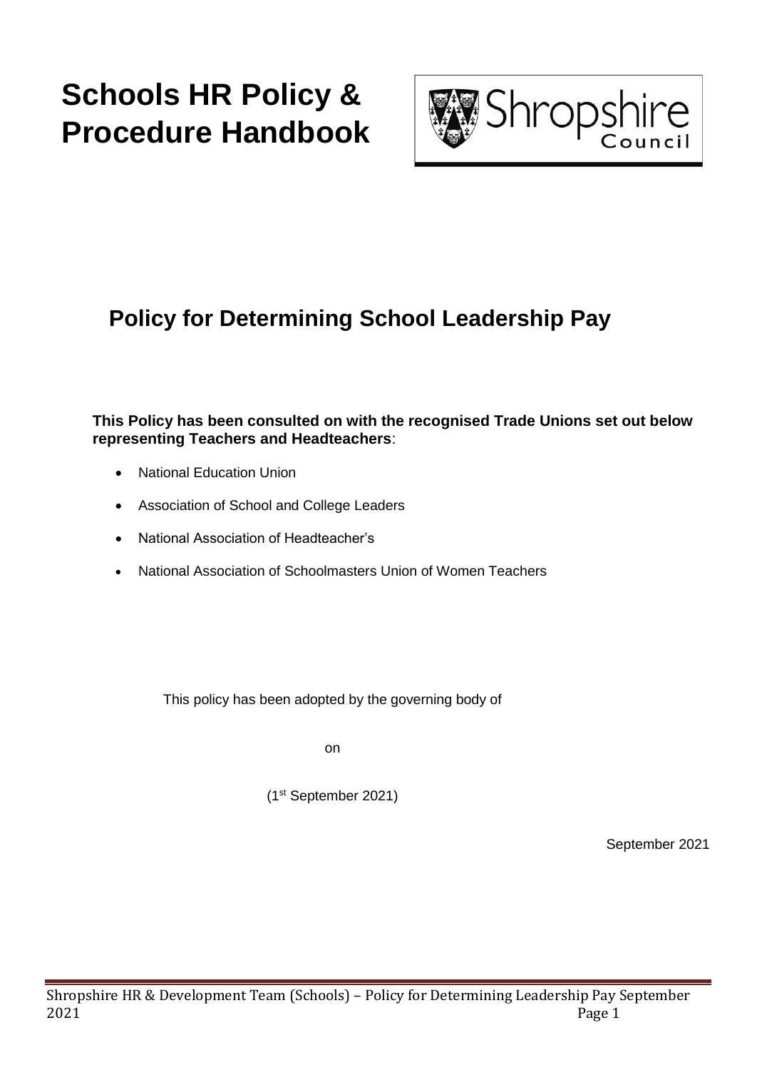# Schools HR Policy & Procedure Handbook

Shropshire Council

## Policy for Determining School Leadership Pay

**This Policy has been consulted on with the recognised Trade Unions set out below representing Teachers and Headteachers**:

- National Education Union
- Association of School and College Leaders
- National Association of Headteacher's
- National Association of Schoolmasters Union of Women Teachers

This policy has been adopted by the governing body of

on

(1st September 2021)

September 2021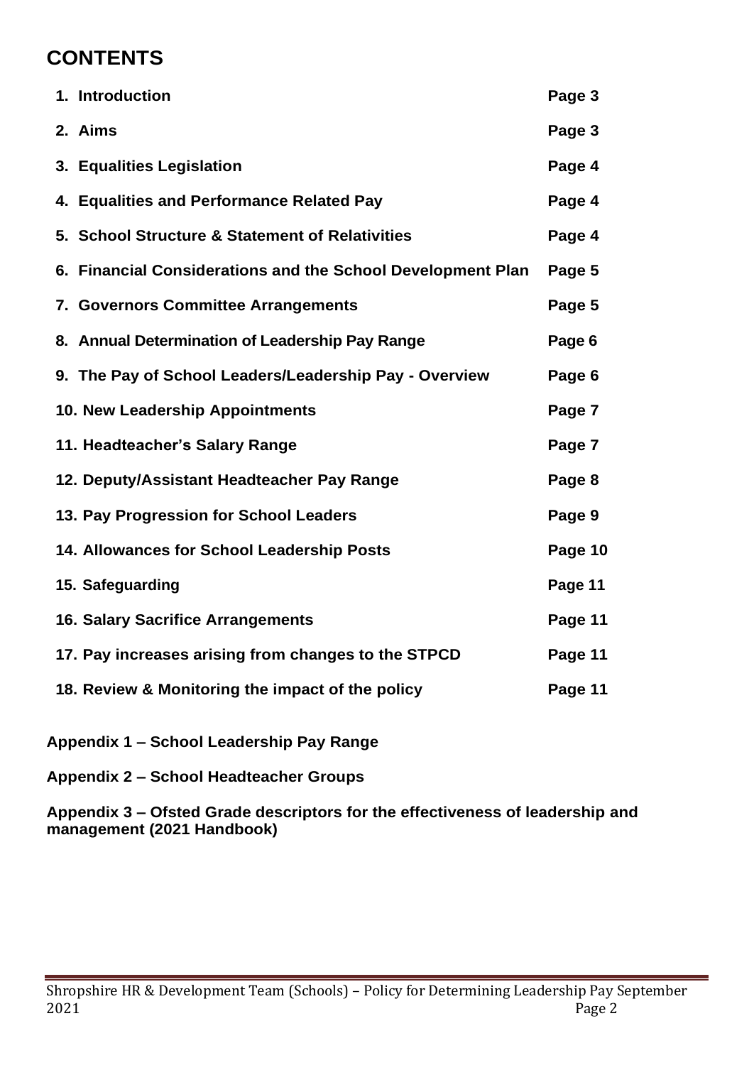# CONTENTS

| | |
|---|---|
| **1. Introduction** | **Page 3** |
| **2. Aims** | **Page 3** |
| **3. Equalities Legislation** | **Page 4** |
| **4. Equalities and Performance Related Pay** | **Page 4** |
| **5. School Structure & Statement of Relativities** | **Page 4** |
| **6. Financial Considerations and the School Development Plan** | **Page 5** |
| **7. Governors Committee Arrangements** | **Page 5** |
| **8. Annual Determination of Leadership Pay Range** | **Page 6** |
| **9. The Pay of School Leaders/Leadership Pay - Overview** | **Page 6** |
| **10. New Leadership Appointments** | **Page 7** |
| **11. Headteacher's Salary Range** | **Page 7** |
| **12. Deputy/Assistant Headteacher Pay Range** | **Page 8** |
| **13. Pay Progression for School Leaders** | **Page 9** |
| **14. Allowances for School Leadership Posts** | **Page 10** |
| **15. Safeguarding** | **Page 11** |
| **16. Salary Sacrifice Arrangements** | **Page 11** |
| **17. Pay increases arising from changes to the STPCD** | **Page 11** |
| **18. Review & Monitoring the impact of the policy** | **Page 11** |

**Appendix 1 – School Leadership Pay Range**

**Appendix 2 – School Headteacher Groups**

**Appendix 3 – Ofsted Grade descriptors for the effectiveness of leadership and management (2021 Handbook)**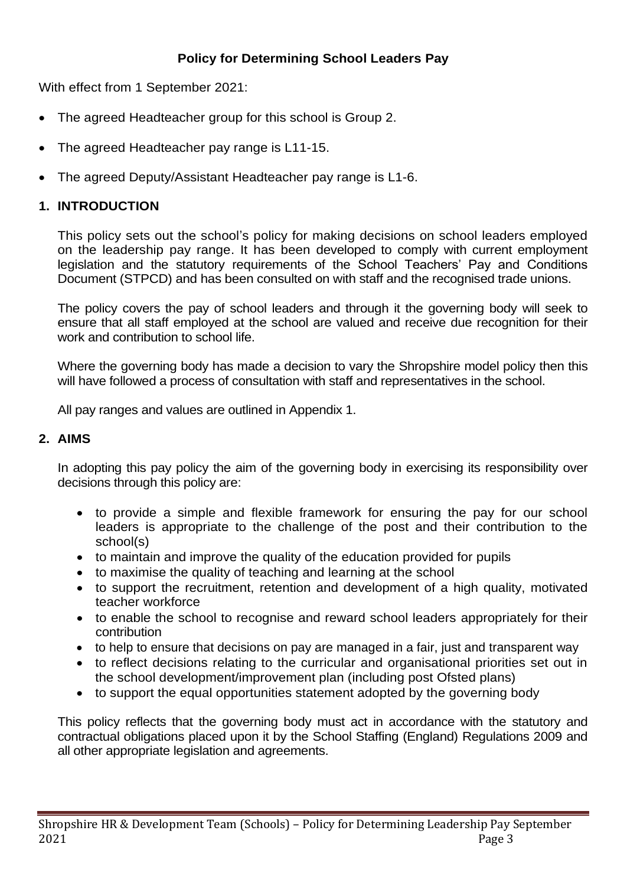**Policy for Determining School Leaders Pay**

With effect from 1 September 2021:

- The agreed Headteacher group for this school is Group 2.
- The agreed Headteacher pay range is L11-15.
- The agreed Deputy/Assistant Headteacher pay range is L1-6.

## 1. INTRODUCTION

This policy sets out the school's policy for making decisions on school leaders employed on the leadership pay range. It has been developed to comply with current employment legislation and the statutory requirements of the School Teachers' Pay and Conditions Document (STPCD) and has been consulted on with staff and the recognised trade unions.

The policy covers the pay of school leaders and through it the governing body will seek to ensure that all staff employed at the school are valued and receive due recognition for their work and contribution to school life.

Where the governing body has made a decision to vary the Shropshire model policy then this will have followed a process of consultation with staff and representatives in the school.

All pay ranges and values are outlined in Appendix 1.

## 2. AIMS

In adopting this pay policy the aim of the governing body in exercising its responsibility over decisions through this policy are:

- to provide a simple and flexible framework for ensuring the pay for our school leaders is appropriate to the challenge of the post and their contribution to the school(s)
- to maintain and improve the quality of the education provided for pupils
- to maximise the quality of teaching and learning at the school
- to support the recruitment, retention and development of a high quality, motivated teacher workforce
- to enable the school to recognise and reward school leaders appropriately for their contribution
- to help to ensure that decisions on pay are managed in a fair, just and transparent way
- to reflect decisions relating to the curricular and organisational priorities set out in the school development/improvement plan (including post Ofsted plans)
- to support the equal opportunities statement adopted by the governing body

This policy reflects that the governing body must act in accordance with the statutory and contractual obligations placed upon it by the School Staffing (England) Regulations 2009 and all other appropriate legislation and agreements.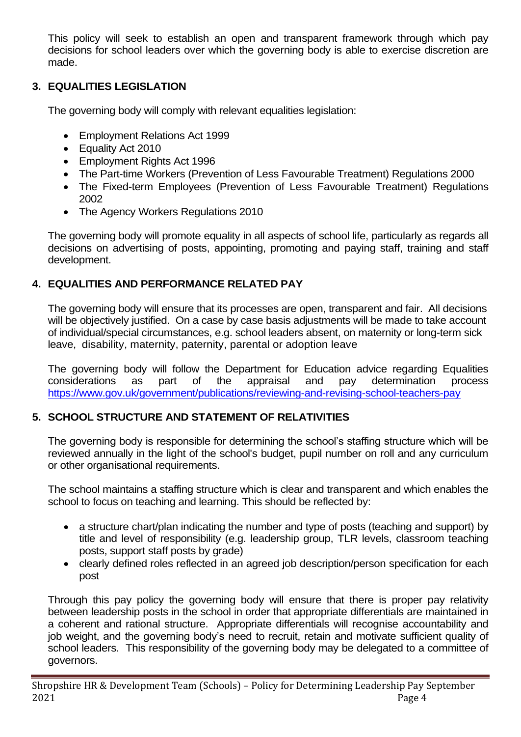This policy will seek to establish an open and transparent framework through which pay decisions for school leaders over which the governing body is able to exercise discretion are made.

## 3. EQUALITIES LEGISLATION

The governing body will comply with relevant equalities legislation:

- Employment Relations Act 1999
- Equality Act 2010
- Employment Rights Act 1996
- The Part-time Workers (Prevention of Less Favourable Treatment) Regulations 2000
- The Fixed-term Employees (Prevention of Less Favourable Treatment) Regulations 2002
- The Agency Workers Regulations 2010

The governing body will promote equality in all aspects of school life, particularly as regards all decisions on advertising of posts, appointing, promoting and paying staff, training and staff development.

## 4. EQUALITIES AND PERFORMANCE RELATED PAY

The governing body will ensure that its processes are open, transparent and fair. All decisions will be objectively justified. On a case by case basis adjustments will be made to take account of individual/special circumstances, e.g. school leaders absent, on maternity or long-term sick leave, disability, maternity, paternity, parental or adoption leave

The governing body will follow the Department for Education advice regarding Equalities considerations as part of the appraisal and pay determination process https://www.gov.uk/government/publications/reviewing-and-revising-school-teachers-pay

## 5. SCHOOL STRUCTURE AND STATEMENT OF RELATIVITIES

The governing body is responsible for determining the school's staffing structure which will be reviewed annually in the light of the school's budget, pupil number on roll and any curriculum or other organisational requirements.

The school maintains a staffing structure which is clear and transparent and which enables the school to focus on teaching and learning. This should be reflected by:

- a structure chart/plan indicating the number and type of posts (teaching and support) by title and level of responsibility (e.g. leadership group, TLR levels, classroom teaching posts, support staff posts by grade)
- clearly defined roles reflected in an agreed job description/person specification for each post

Through this pay policy the governing body will ensure that there is proper pay relativity between leadership posts in the school in order that appropriate differentials are maintained in a coherent and rational structure. Appropriate differentials will recognise accountability and job weight, and the governing body's need to recruit, retain and motivate sufficient quality of school leaders. This responsibility of the governing body may be delegated to a committee of governors.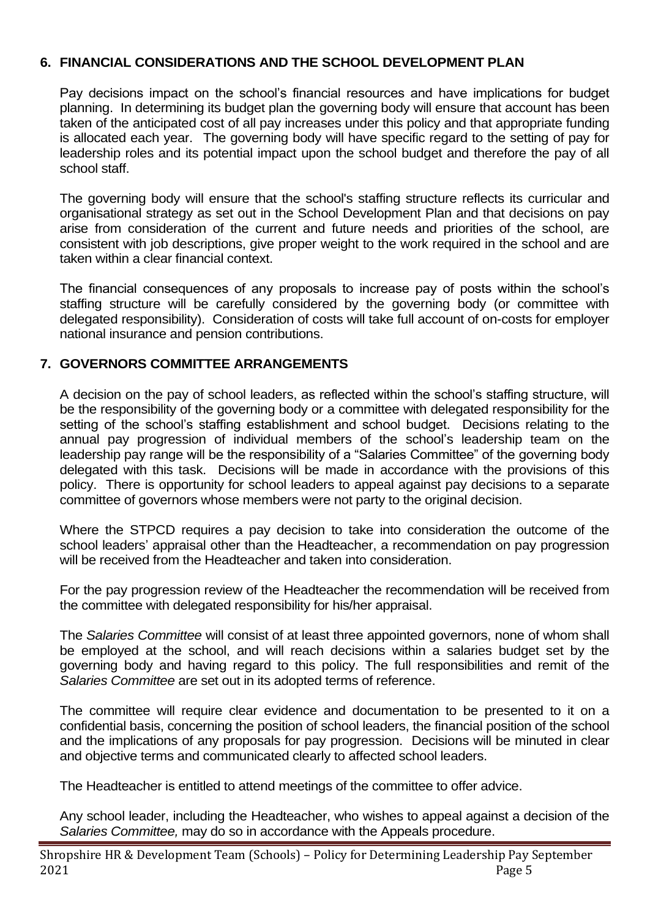## 6. FINANCIAL CONSIDERATIONS AND THE SCHOOL DEVELOPMENT PLAN

Pay decisions impact on the school's financial resources and have implications for budget planning. In determining its budget plan the governing body will ensure that account has been taken of the anticipated cost of all pay increases under this policy and that appropriate funding is allocated each year. The governing body will have specific regard to the setting of pay for leadership roles and its potential impact upon the school budget and therefore the pay of all school staff.

The governing body will ensure that the school's staffing structure reflects its curricular and organisational strategy as set out in the School Development Plan and that decisions on pay arise from consideration of the current and future needs and priorities of the school, are consistent with job descriptions, give proper weight to the work required in the school and are taken within a clear financial context.

The financial consequences of any proposals to increase pay of posts within the school's staffing structure will be carefully considered by the governing body (or committee with delegated responsibility). Consideration of costs will take full account of on-costs for employer national insurance and pension contributions.

## 7. GOVERNORS COMMITTEE ARRANGEMENTS

A decision on the pay of school leaders, as reflected within the school's staffing structure, will be the responsibility of the governing body or a committee with delegated responsibility for the setting of the school's staffing establishment and school budget. Decisions relating to the annual pay progression of individual members of the school's leadership team on the leadership pay range will be the responsibility of a "Salaries Committee" of the governing body delegated with this task. Decisions will be made in accordance with the provisions of this policy. There is opportunity for school leaders to appeal against pay decisions to a separate committee of governors whose members were not party to the original decision.

Where the STPCD requires a pay decision to take into consideration the outcome of the school leaders' appraisal other than the Headteacher, a recommendation on pay progression will be received from the Headteacher and taken into consideration.

For the pay progression review of the Headteacher the recommendation will be received from the committee with delegated responsibility for his/her appraisal.

The *Salaries Committee* will consist of at least three appointed governors, none of whom shall be employed at the school, and will reach decisions within a salaries budget set by the governing body and having regard to this policy. The full responsibilities and remit of the *Salaries Committee* are set out in its adopted terms of reference.

The committee will require clear evidence and documentation to be presented to it on a confidential basis, concerning the position of school leaders, the financial position of the school and the implications of any proposals for pay progression. Decisions will be minuted in clear and objective terms and communicated clearly to affected school leaders.

The Headteacher is entitled to attend meetings of the committee to offer advice.

Any school leader, including the Headteacher, who wishes to appeal against a decision of the *Salaries Committee,* may do so in accordance with the Appeals procedure.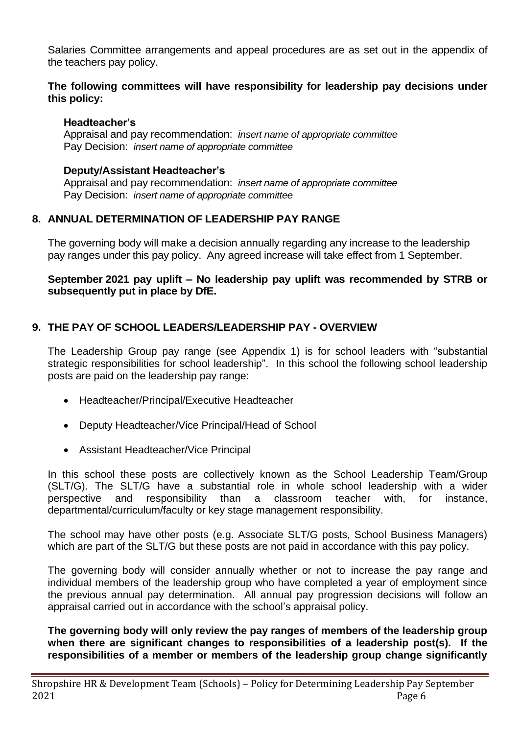Salaries Committee arrangements and appeal procedures are as set out in the appendix of the teachers pay policy.

**The following committees will have responsibility for leadership pay decisions under this policy:**

**Headteacher's**
Appraisal and pay recommendation: *insert name of appropriate committee*
Pay Decision: *insert name of appropriate committee*

**Deputy/Assistant Headteacher's**
Appraisal and pay recommendation: *insert name of appropriate committee*
Pay Decision: *insert name of appropriate committee*

## 8. ANNUAL DETERMINATION OF LEADERSHIP PAY RANGE

The governing body will make a decision annually regarding any increase to the leadership pay ranges under this pay policy. Any agreed increase will take effect from 1 September.

**September 2021 pay uplift – No leadership pay uplift was recommended by STRB or subsequently put in place by DfE.**

## 9. THE PAY OF SCHOOL LEADERS/LEADERSHIP PAY - OVERVIEW

The Leadership Group pay range (see Appendix 1) is for school leaders with "substantial strategic responsibilities for school leadership". In this school the following school leadership posts are paid on the leadership pay range:

- Headteacher/Principal/Executive Headteacher
- Deputy Headteacher/Vice Principal/Head of School
- Assistant Headteacher/Vice Principal

In this school these posts are collectively known as the School Leadership Team/Group (SLT/G). The SLT/G have a substantial role in whole school leadership with a wider perspective and responsibility than a classroom teacher with, for instance, departmental/curriculum/faculty or key stage management responsibility.

The school may have other posts (e.g. Associate SLT/G posts, School Business Managers) which are part of the SLT/G but these posts are not paid in accordance with this pay policy.

The governing body will consider annually whether or not to increase the pay range and individual members of the leadership group who have completed a year of employment since the previous annual pay determination. All annual pay progression decisions will follow an appraisal carried out in accordance with the school's appraisal policy.

**The governing body will only review the pay ranges of members of the leadership group when there are significant changes to responsibilities of a leadership post(s). If the responsibilities of a member or members of the leadership group change significantly**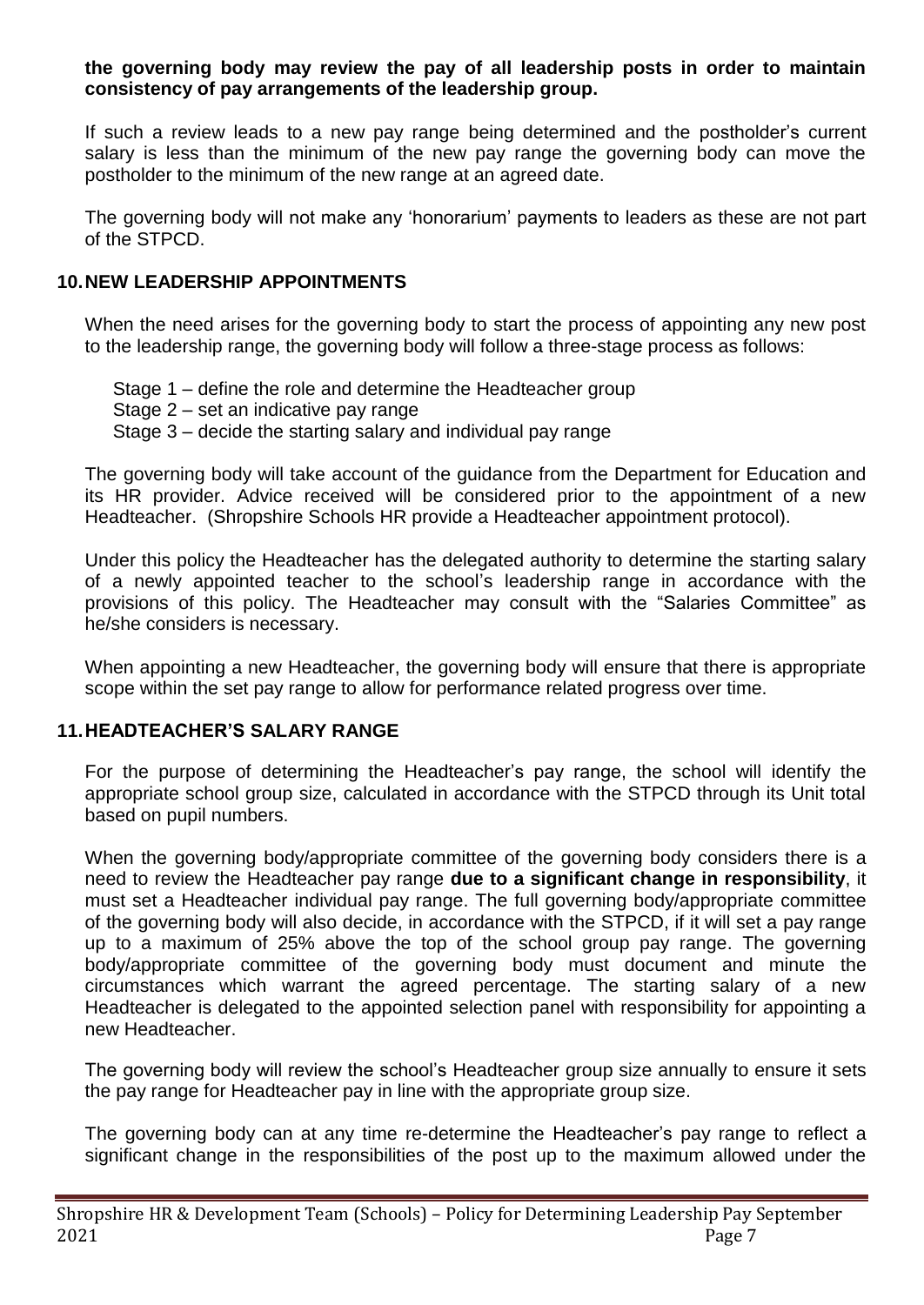**the governing body may review the pay of all leadership posts in order to maintain consistency of pay arrangements of the leadership group.**

If such a review leads to a new pay range being determined and the postholder's current salary is less than the minimum of the new pay range the governing body can move the postholder to the minimum of the new range at an agreed date.

The governing body will not make any 'honorarium' payments to leaders as these are not part of the STPCD.

## 10. NEW LEADERSHIP APPOINTMENTS

When the need arises for the governing body to start the process of appointing any new post to the leadership range, the governing body will follow a three-stage process as follows:

Stage 1 – define the role and determine the Headteacher group
Stage 2 – set an indicative pay range
Stage 3 – decide the starting salary and individual pay range

The governing body will take account of the guidance from the Department for Education and its HR provider. Advice received will be considered prior to the appointment of a new Headteacher. (Shropshire Schools HR provide a Headteacher appointment protocol).

Under this policy the Headteacher has the delegated authority to determine the starting salary of a newly appointed teacher to the school's leadership range in accordance with the provisions of this policy. The Headteacher may consult with the "Salaries Committee" as he/she considers is necessary.

When appointing a new Headteacher, the governing body will ensure that there is appropriate scope within the set pay range to allow for performance related progress over time.

## 11. HEADTEACHER'S SALARY RANGE

For the purpose of determining the Headteacher's pay range, the school will identify the appropriate school group size, calculated in accordance with the STPCD through its Unit total based on pupil numbers.

When the governing body/appropriate committee of the governing body considers there is a need to review the Headteacher pay range **due to a significant change in responsibility**, it must set a Headteacher individual pay range. The full governing body/appropriate committee of the governing body will also decide, in accordance with the STPCD, if it will set a pay range up to a maximum of 25% above the top of the school group pay range. The governing body/appropriate committee of the governing body must document and minute the circumstances which warrant the agreed percentage. The starting salary of a new Headteacher is delegated to the appointed selection panel with responsibility for appointing a new Headteacher.

The governing body will review the school's Headteacher group size annually to ensure it sets the pay range for Headteacher pay in line with the appropriate group size.

The governing body can at any time re-determine the Headteacher's pay range to reflect a significant change in the responsibilities of the post up to the maximum allowed under the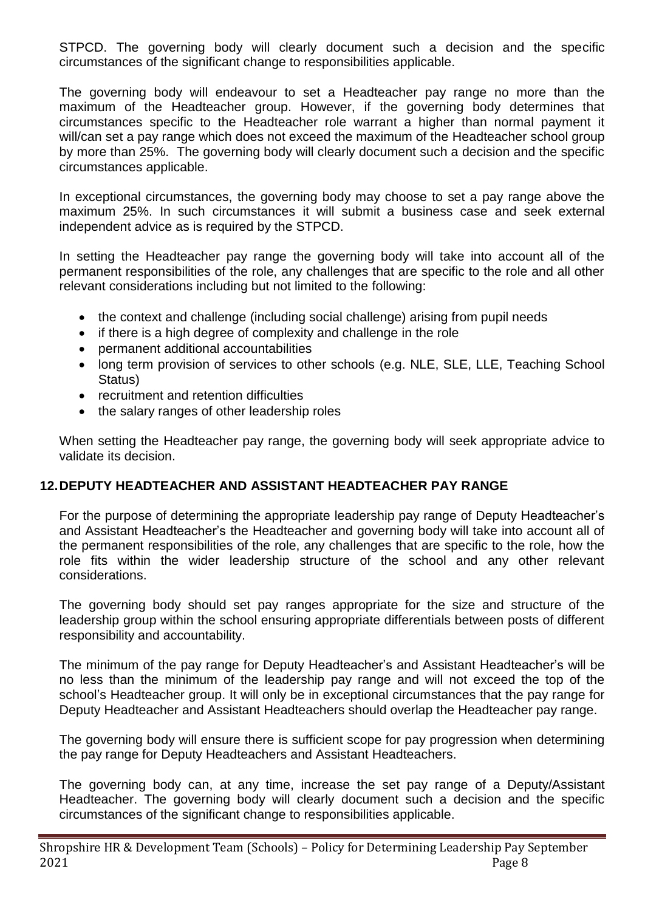STPCD. The governing body will clearly document such a decision and the specific circumstances of the significant change to responsibilities applicable.

The governing body will endeavour to set a Headteacher pay range no more than the maximum of the Headteacher group. However, if the governing body determines that circumstances specific to the Headteacher role warrant a higher than normal payment it will/can set a pay range which does not exceed the maximum of the Headteacher school group by more than 25%. The governing body will clearly document such a decision and the specific circumstances applicable.

In exceptional circumstances, the governing body may choose to set a pay range above the maximum 25%. In such circumstances it will submit a business case and seek external independent advice as is required by the STPCD.

In setting the Headteacher pay range the governing body will take into account all of the permanent responsibilities of the role, any challenges that are specific to the role and all other relevant considerations including but not limited to the following:

- the context and challenge (including social challenge) arising from pupil needs
- if there is a high degree of complexity and challenge in the role
- permanent additional accountabilities
- long term provision of services to other schools (e.g. NLE, SLE, LLE, Teaching School Status)
- recruitment and retention difficulties
- the salary ranges of other leadership roles

When setting the Headteacher pay range, the governing body will seek appropriate advice to validate its decision.

## 12. DEPUTY HEADTEACHER AND ASSISTANT HEADTEACHER PAY RANGE

For the purpose of determining the appropriate leadership pay range of Deputy Headteacher's and Assistant Headteacher's the Headteacher and governing body will take into account all of the permanent responsibilities of the role, any challenges that are specific to the role, how the role fits within the wider leadership structure of the school and any other relevant considerations.

The governing body should set pay ranges appropriate for the size and structure of the leadership group within the school ensuring appropriate differentials between posts of different responsibility and accountability.

The minimum of the pay range for Deputy Headteacher's and Assistant Headteacher's will be no less than the minimum of the leadership pay range and will not exceed the top of the school's Headteacher group. It will only be in exceptional circumstances that the pay range for Deputy Headteacher and Assistant Headteachers should overlap the Headteacher pay range.

The governing body will ensure there is sufficient scope for pay progression when determining the pay range for Deputy Headteachers and Assistant Headteachers.

The governing body can, at any time, increase the set pay range of a Deputy/Assistant Headteacher. The governing body will clearly document such a decision and the specific circumstances of the significant change to responsibilities applicable.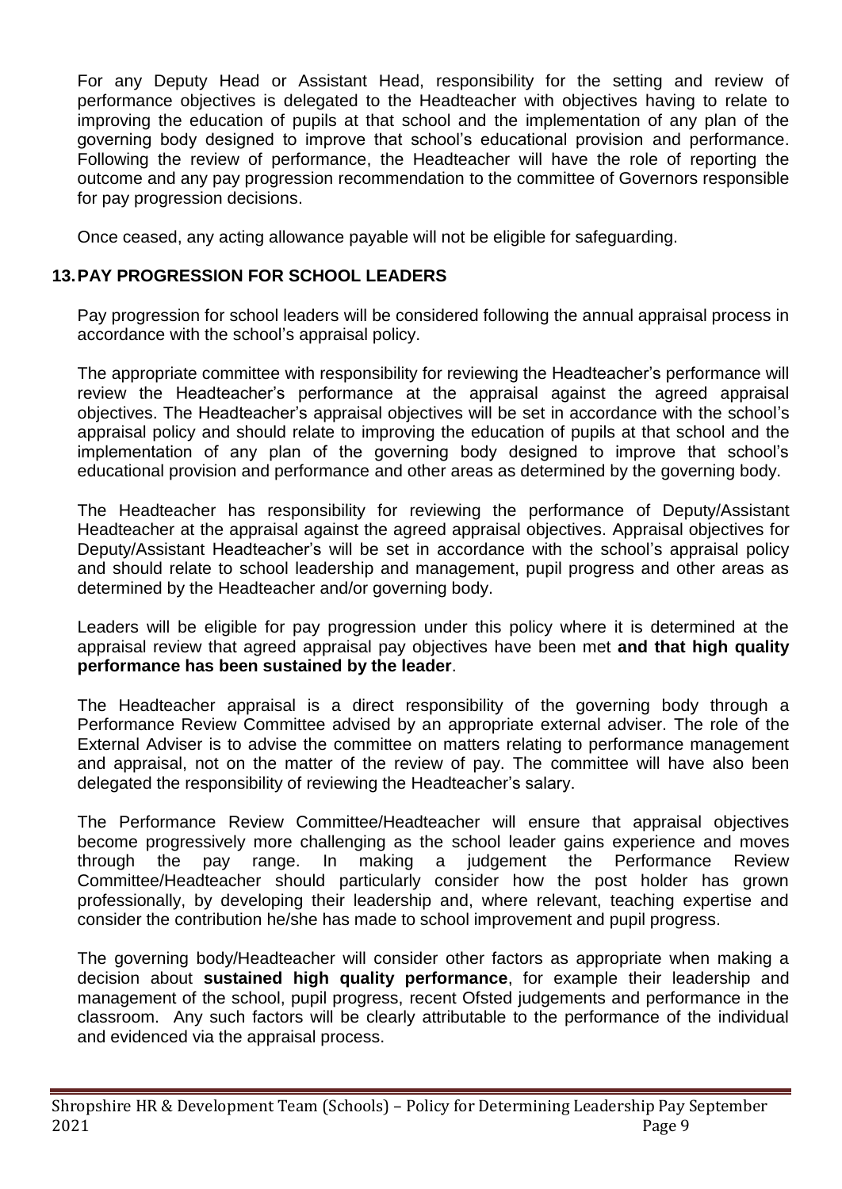For any Deputy Head or Assistant Head, responsibility for the setting and review of performance objectives is delegated to the Headteacher with objectives having to relate to improving the education of pupils at that school and the implementation of any plan of the governing body designed to improve that school's educational provision and performance. Following the review of performance, the Headteacher will have the role of reporting the outcome and any pay progression recommendation to the committee of Governors responsible for pay progression decisions.

Once ceased, any acting allowance payable will not be eligible for safeguarding.

## 13. PAY PROGRESSION FOR SCHOOL LEADERS

Pay progression for school leaders will be considered following the annual appraisal process in accordance with the school's appraisal policy.

The appropriate committee with responsibility for reviewing the Headteacher's performance will review the Headteacher's performance at the appraisal against the agreed appraisal objectives. The Headteacher's appraisal objectives will be set in accordance with the school's appraisal policy and should relate to improving the education of pupils at that school and the implementation of any plan of the governing body designed to improve that school's educational provision and performance and other areas as determined by the governing body.

The Headteacher has responsibility for reviewing the performance of Deputy/Assistant Headteacher at the appraisal against the agreed appraisal objectives. Appraisal objectives for Deputy/Assistant Headteacher's will be set in accordance with the school's appraisal policy and should relate to school leadership and management, pupil progress and other areas as determined by the Headteacher and/or governing body.

Leaders will be eligible for pay progression under this policy where it is determined at the appraisal review that agreed appraisal pay objectives have been met **and that high quality performance has been sustained by the leader**.

The Headteacher appraisal is a direct responsibility of the governing body through a Performance Review Committee advised by an appropriate external adviser. The role of the External Adviser is to advise the committee on matters relating to performance management and appraisal, not on the matter of the review of pay. The committee will have also been delegated the responsibility of reviewing the Headteacher's salary.

The Performance Review Committee/Headteacher will ensure that appraisal objectives become progressively more challenging as the school leader gains experience and moves through the pay range. In making a judgement the Performance Review Committee/Headteacher should particularly consider how the post holder has grown professionally, by developing their leadership and, where relevant, teaching expertise and consider the contribution he/she has made to school improvement and pupil progress.

The governing body/Headteacher will consider other factors as appropriate when making a decision about **sustained high quality performance**, for example their leadership and management of the school, pupil progress, recent Ofsted judgements and performance in the classroom. Any such factors will be clearly attributable to the performance of the individual and evidenced via the appraisal process.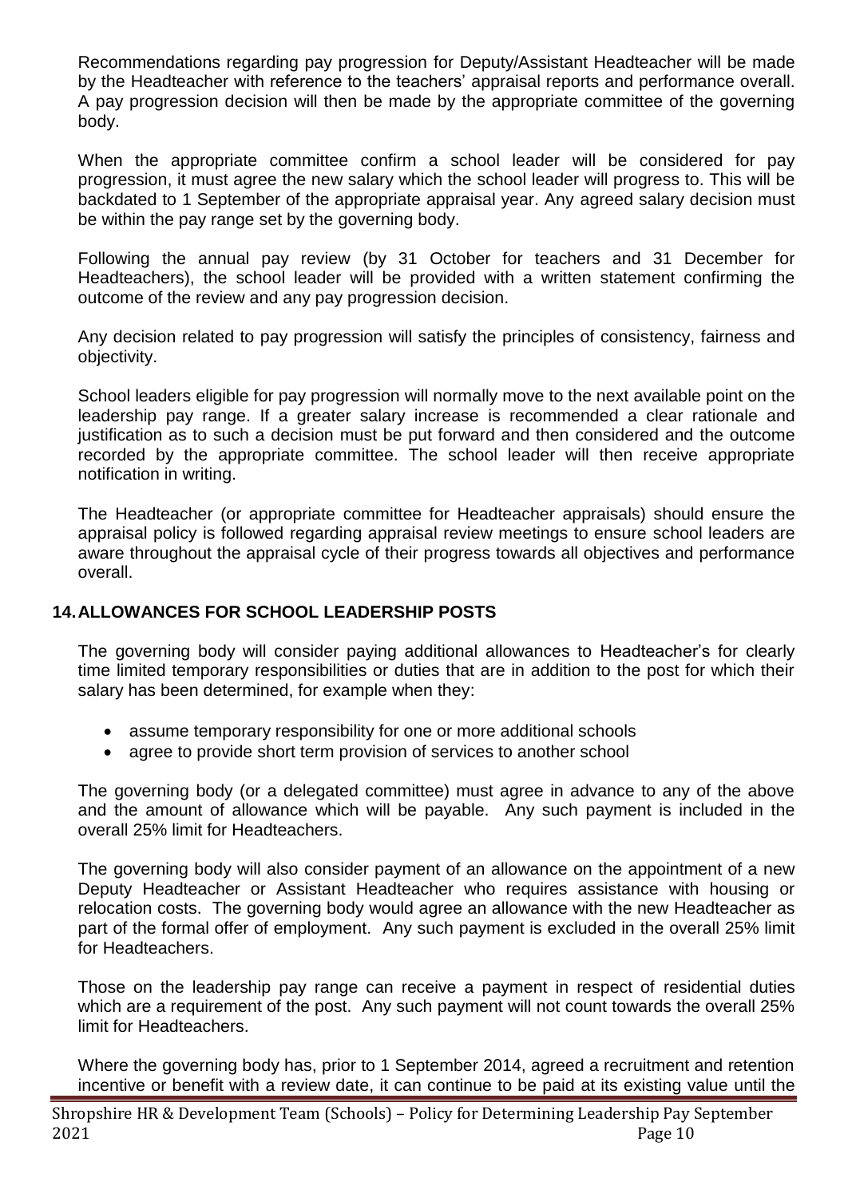Recommendations regarding pay progression for Deputy/Assistant Headteacher will be made by the Headteacher with reference to the teachers' appraisal reports and performance overall. A pay progression decision will then be made by the appropriate committee of the governing body.

When the appropriate committee confirm a school leader will be considered for pay progression, it must agree the new salary which the school leader will progress to. This will be backdated to 1 September of the appropriate appraisal year. Any agreed salary decision must be within the pay range set by the governing body.

Following the annual pay review (by 31 October for teachers and 31 December for Headteachers), the school leader will be provided with a written statement confirming the outcome of the review and any pay progression decision.

Any decision related to pay progression will satisfy the principles of consistency, fairness and objectivity.

School leaders eligible for pay progression will normally move to the next available point on the leadership pay range. If a greater salary increase is recommended a clear rationale and justification as to such a decision must be put forward and then considered and the outcome recorded by the appropriate committee. The school leader will then receive appropriate notification in writing.

The Headteacher (or appropriate committee for Headteacher appraisals) should ensure the appraisal policy is followed regarding appraisal review meetings to ensure school leaders are aware throughout the appraisal cycle of their progress towards all objectives and performance overall.

## 14. ALLOWANCES FOR SCHOOL LEADERSHIP POSTS

The governing body will consider paying additional allowances to Headteacher's for clearly time limited temporary responsibilities or duties that are in addition to the post for which their salary has been determined, for example when they:

- assume temporary responsibility for one or more additional schools
- agree to provide short term provision of services to another school

The governing body (or a delegated committee) must agree in advance to any of the above and the amount of allowance which will be payable. Any such payment is included in the overall 25% limit for Headteachers.

The governing body will also consider payment of an allowance on the appointment of a new Deputy Headteacher or Assistant Headteacher who requires assistance with housing or relocation costs. The governing body would agree an allowance with the new Headteacher as part of the formal offer of employment. Any such payment is excluded in the overall 25% limit for Headteachers.

Those on the leadership pay range can receive a payment in respect of residential duties which are a requirement of the post. Any such payment will not count towards the overall 25% limit for Headteachers.

Where the governing body has, prior to 1 September 2014, agreed a recruitment and retention incentive or benefit with a review date, it can continue to be paid at its existing value until the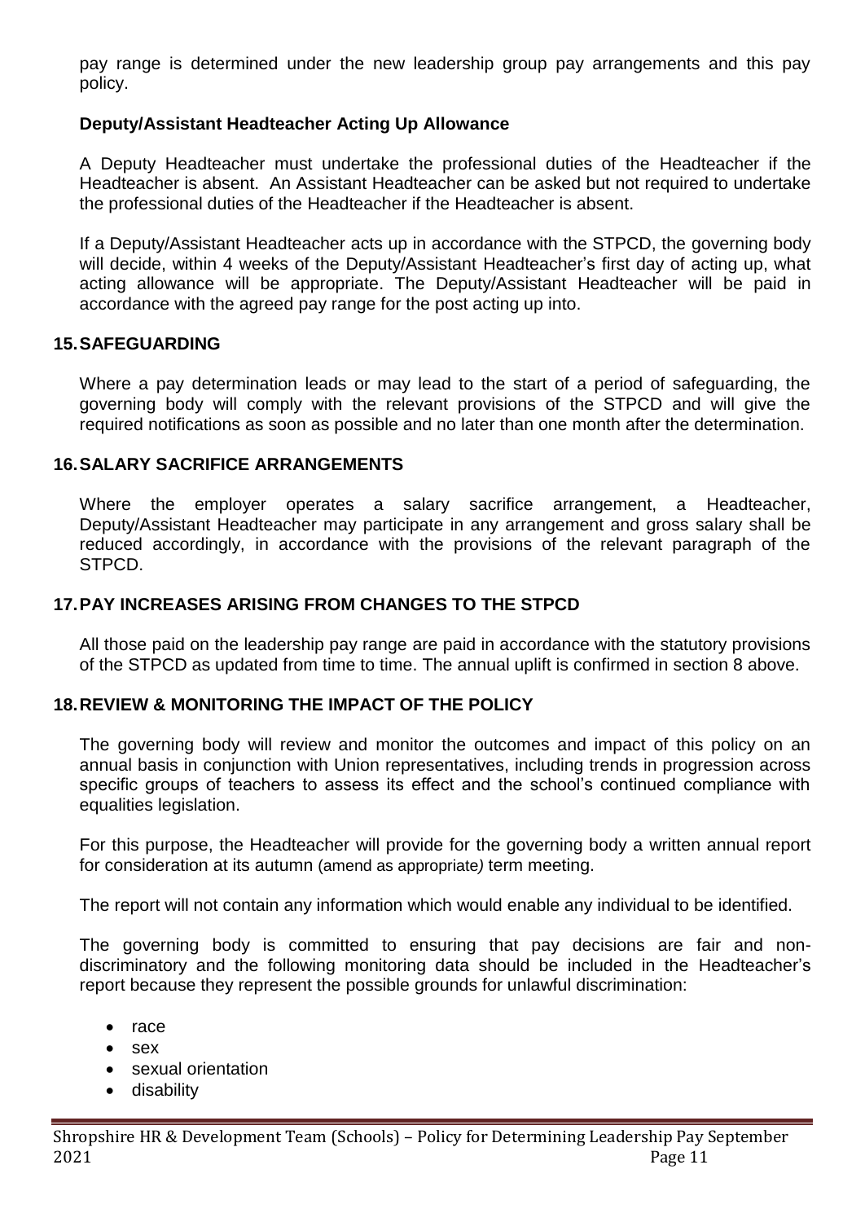pay range is determined under the new leadership group pay arrangements and this pay policy.

### Deputy/Assistant Headteacher Acting Up Allowance

A Deputy Headteacher must undertake the professional duties of the Headteacher if the Headteacher is absent. An Assistant Headteacher can be asked but not required to undertake the professional duties of the Headteacher if the Headteacher is absent.

If a Deputy/Assistant Headteacher acts up in accordance with the STPCD, the governing body will decide, within 4 weeks of the Deputy/Assistant Headteacher's first day of acting up, what acting allowance will be appropriate. The Deputy/Assistant Headteacher will be paid in accordance with the agreed pay range for the post acting up into.

## 15. SAFEGUARDING

Where a pay determination leads or may lead to the start of a period of safeguarding, the governing body will comply with the relevant provisions of the STPCD and will give the required notifications as soon as possible and no later than one month after the determination.

## 16. SALARY SACRIFICE ARRANGEMENTS

Where the employer operates a salary sacrifice arrangement, a Headteacher, Deputy/Assistant Headteacher may participate in any arrangement and gross salary shall be reduced accordingly, in accordance with the provisions of the relevant paragraph of the STPCD.

## 17. PAY INCREASES ARISING FROM CHANGES TO THE STPCD

All those paid on the leadership pay range are paid in accordance with the statutory provisions of the STPCD as updated from time to time. The annual uplift is confirmed in section 8 above.

## 18. REVIEW & MONITORING THE IMPACT OF THE POLICY

The governing body will review and monitor the outcomes and impact of this policy on an annual basis in conjunction with Union representatives, including trends in progression across specific groups of teachers to assess its effect and the school's continued compliance with equalities legislation.

For this purpose, the Headteacher will provide for the governing body a written annual report for consideration at its autumn (amend as appropriate*)* term meeting.

The report will not contain any information which would enable any individual to be identified.

The governing body is committed to ensuring that pay decisions are fair and non-discriminatory and the following monitoring data should be included in the Headteacher's report because they represent the possible grounds for unlawful discrimination:

- race
- sex
- sexual orientation
- disability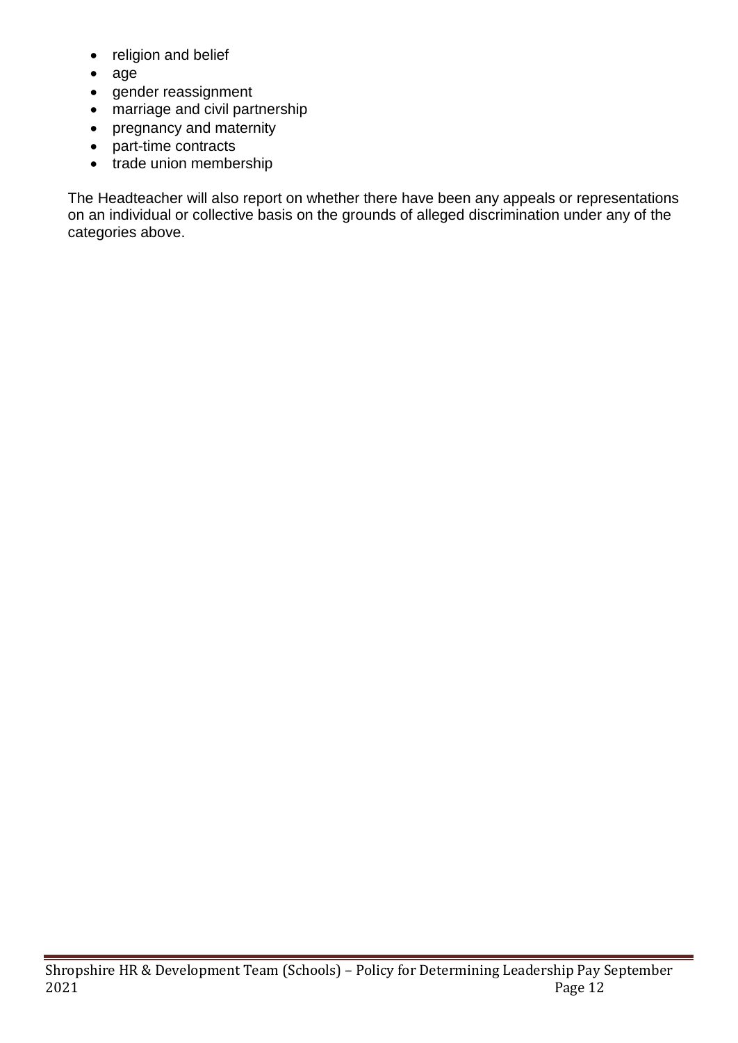- religion and belief
- age
- gender reassignment
- marriage and civil partnership
- pregnancy and maternity
- part-time contracts
- trade union membership

The Headteacher will also report on whether there have been any appeals or representations on an individual or collective basis on the grounds of alleged discrimination under any of the categories above.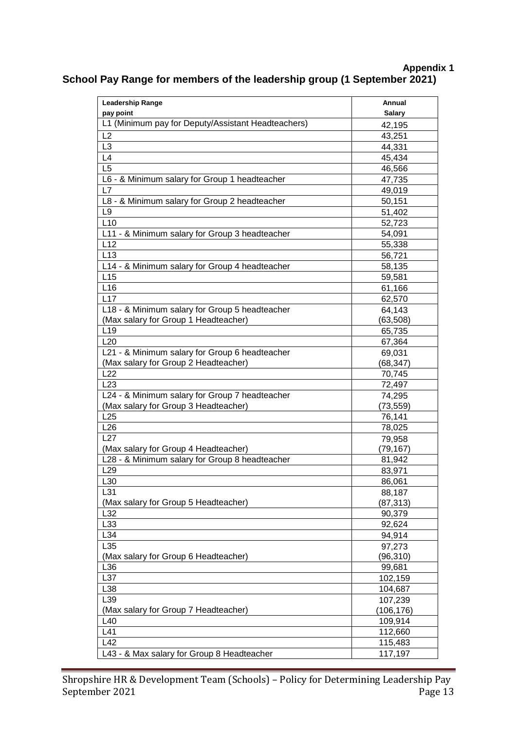**Appendix 1**

## School Pay Range for members of the leadership group (1 September 2021)

| **Leadership Range pay point** | **Annual Salary** |
|---|---|
| L1 (Minimum pay for Deputy/Assistant Headteachers) | 42,195 |
| L2 | 43,251 |
| L3 | 44,331 |
| L4 | 45,434 |
| L5 | 46,566 |
| L6 - & Minimum salary for Group 1 headteacher | 47,735 |
| L7 | 49,019 |
| L8 - & Minimum salary for Group 2 headteacher | 50,151 |
| L9 | 51,402 |
| L10 | 52,723 |
| L11 - & Minimum salary for Group 3 headteacher | 54,091 |
| L12 | 55,338 |
| L13 | 56,721 |
| L14 - & Minimum salary for Group 4 headteacher | 58,135 |
| L15 | 59,581 |
| L16 | 61,166 |
| L17 | 62,570 |
| L18 - & Minimum salary for Group 5 headteacher<br>(Max salary for Group 1 Headteacher) | 64,143<br>(63,508) |
| L19 | 65,735 |
| L20 | 67,364 |
| L21 - & Minimum salary for Group 6 headteacher<br>(Max salary for Group 2 Headteacher) | 69,031<br>(68,347) |
| L22 | 70,745 |
| L23 | 72,497 |
| L24 - & Minimum salary for Group 7 headteacher<br>(Max salary for Group 3 Headteacher) | 74,295<br>(73,559) |
| L25 | 76,141 |
| L26 | 78,025 |
| L27<br>(Max salary for Group 4 Headteacher) | 79,958<br>(79,167) |
| L28 - & Minimum salary for Group 8 headteacher | 81,942 |
| L29 | 83,971 |
| L30 | 86,061 |
| L31<br>(Max salary for Group 5 Headteacher) | 88,187<br>(87,313) |
| L32 | 90,379 |
| L33 | 92,624 |
| L34 | 94,914 |
| L35<br>(Max salary for Group 6 Headteacher) | 97,273<br>(96,310) |
| L36 | 99,681 |
| L37 | 102,159 |
| L38 | 104,687 |
| L39<br>(Max salary for Group 7 Headteacher) | 107,239<br>(106,176) |
| L40 | 109,914 |
| L41 | 112,660 |
| L42 | 115,483 |
| L43 - & Max salary for Group 8 Headteacher | 117,197 |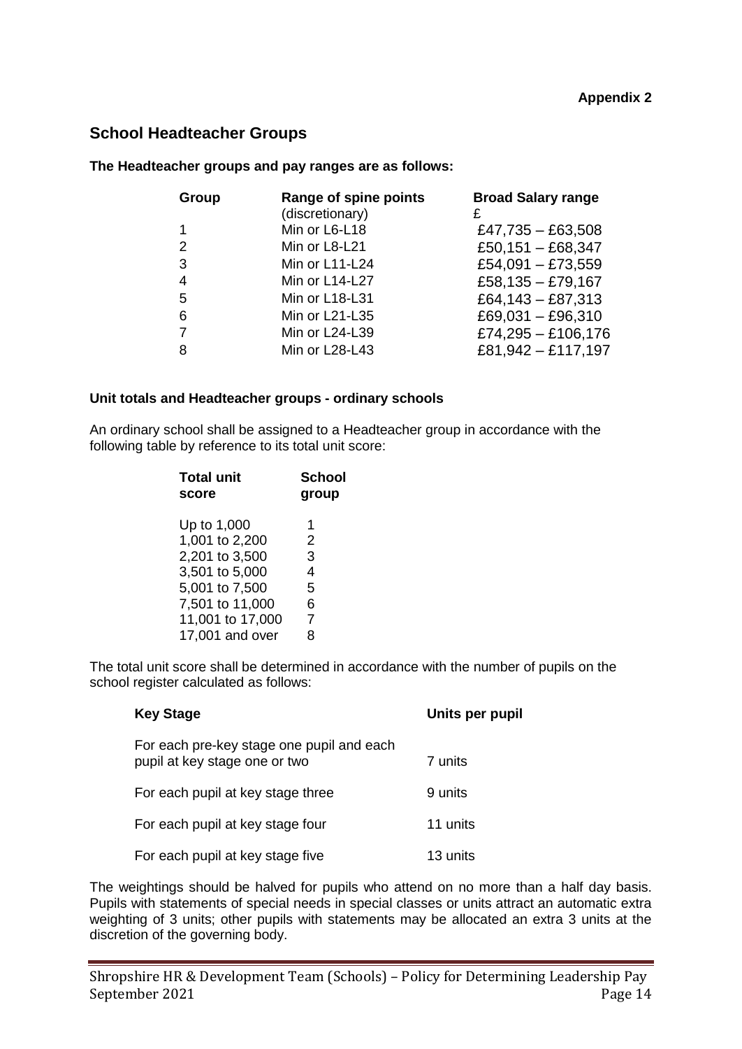**Appendix 2**

## School Headteacher Groups

**The Headteacher groups and pay ranges are as follows:**

| Group | Range of spine points (discretionary) | Broad Salary range £ |
|---|---|---|
| 1 | Min or L6-L18 | £47,735 – £63,508 |
| 2 | Min or L8-L21 | £50,151 – £68,347 |
| 3 | Min or L11-L24 | £54,091 – £73,559 |
| 4 | Min or L14-L27 | £58,135 – £79,167 |
| 5 | Min or L18-L31 | £64,143 – £87,313 |
| 6 | Min or L21-L35 | £69,031 – £96,310 |
| 7 | Min or L24-L39 | £74,295 – £106,176 |
| 8 | Min or L28-L43 | £81,942 – £117,197 |

**Unit totals and Headteacher groups - ordinary schools**

An ordinary school shall be assigned to a Headteacher group in accordance with the following table by reference to its total unit score:

| Total unit score | School group |
|---|---|
| Up to 1,000 | 1 |
| 1,001 to 2,200 | 2 |
| 2,201 to 3,500 | 3 |
| 3,501 to 5,000 | 4 |
| 5,001 to 7,500 | 5 |
| 7,501 to 11,000 | 6 |
| 11,001 to 17,000 | 7 |
| 17,001 and over | 8 |

The total unit score shall be determined in accordance with the number of pupils on the school register calculated as follows:

| Key Stage | Units per pupil |
|---|---|
| For each pre-key stage one pupil and each pupil at key stage one or two | 7 units |
| For each pupil at key stage three | 9 units |
| For each pupil at key stage four | 11 units |
| For each pupil at key stage five | 13 units |

The weightings should be halved for pupils who attend on no more than a half day basis. Pupils with statements of special needs in special classes or units attract an automatic extra weighting of 3 units; other pupils with statements may be allocated an extra 3 units at the discretion of the governing body.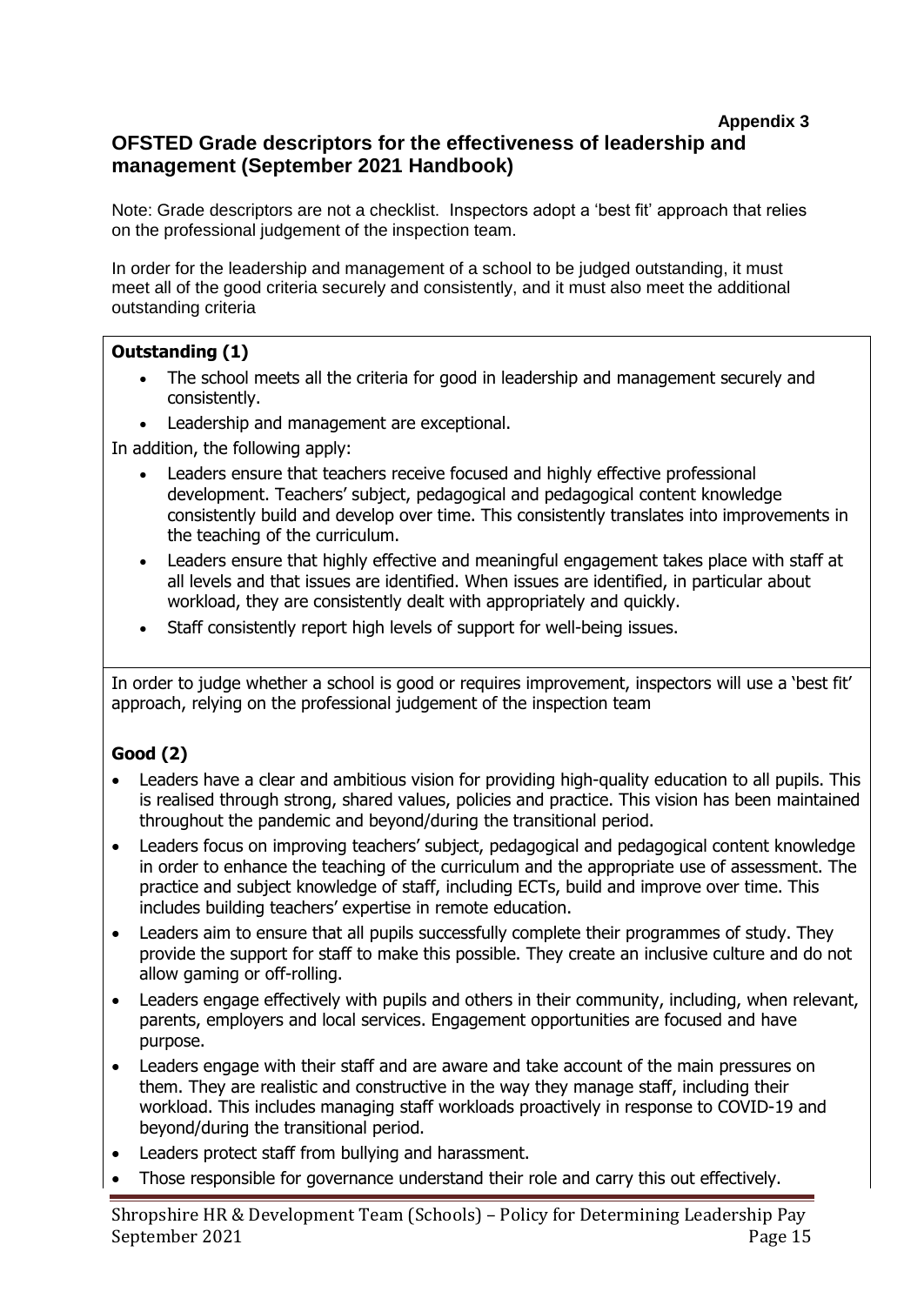**Appendix 3**

## OFSTED Grade descriptors for the effectiveness of leadership and management (September 2021 Handbook)

Note: Grade descriptors are not a checklist. Inspectors adopt a 'best fit' approach that relies on the professional judgement of the inspection team.

In order for the leadership and management of a school to be judged outstanding, it must meet all of the good criteria securely and consistently, and it must also meet the additional outstanding criteria

**Outstanding (1)**

- The school meets all the criteria for good in leadership and management securely and consistently.
- Leadership and management are exceptional.

In addition, the following apply:

- Leaders ensure that teachers receive focused and highly effective professional development. Teachers' subject, pedagogical and pedagogical content knowledge consistently build and develop over time. This consistently translates into improvements in the teaching of the curriculum.
- Leaders ensure that highly effective and meaningful engagement takes place with staff at all levels and that issues are identified. When issues are identified, in particular about workload, they are consistently dealt with appropriately and quickly.
- Staff consistently report high levels of support for well-being issues.

In order to judge whether a school is good or requires improvement, inspectors will use a 'best fit' approach, relying on the professional judgement of the inspection team

**Good (2)**

- Leaders have a clear and ambitious vision for providing high-quality education to all pupils. This is realised through strong, shared values, policies and practice. This vision has been maintained throughout the pandemic and beyond/during the transitional period.
- Leaders focus on improving teachers' subject, pedagogical and pedagogical content knowledge in order to enhance the teaching of the curriculum and the appropriate use of assessment. The practice and subject knowledge of staff, including ECTs, build and improve over time. This includes building teachers' expertise in remote education.
- Leaders aim to ensure that all pupils successfully complete their programmes of study. They provide the support for staff to make this possible. They create an inclusive culture and do not allow gaming or off-rolling.
- Leaders engage effectively with pupils and others in their community, including, when relevant, parents, employers and local services. Engagement opportunities are focused and have purpose.
- Leaders engage with their staff and are aware and take account of the main pressures on them. They are realistic and constructive in the way they manage staff, including their workload. This includes managing staff workloads proactively in response to COVID-19 and beyond/during the transitional period.
- Leaders protect staff from bullying and harassment.
- Those responsible for governance understand their role and carry this out effectively.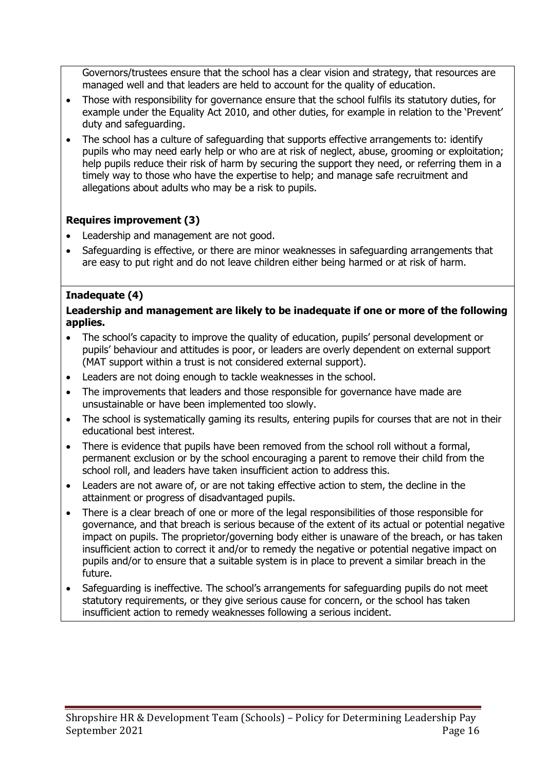Governors/trustees ensure that the school has a clear vision and strategy, that resources are managed well and that leaders are held to account for the quality of education.

- Those with responsibility for governance ensure that the school fulfils its statutory duties, for example under the Equality Act 2010, and other duties, for example in relation to the 'Prevent' duty and safeguarding.
- The school has a culture of safeguarding that supports effective arrangements to: identify pupils who may need early help or who are at risk of neglect, abuse, grooming or exploitation; help pupils reduce their risk of harm by securing the support they need, or referring them in a timely way to those who have the expertise to help; and manage safe recruitment and allegations about adults who may be a risk to pupils.

**Requires improvement (3)**

- Leadership and management are not good.
- Safeguarding is effective, or there are minor weaknesses in safeguarding arrangements that are easy to put right and do not leave children either being harmed or at risk of harm.

**Inadequate (4)**

**Leadership and management are likely to be inadequate if one or more of the following applies.**

- The school's capacity to improve the quality of education, pupils' personal development or pupils' behaviour and attitudes is poor, or leaders are overly dependent on external support (MAT support within a trust is not considered external support).
- Leaders are not doing enough to tackle weaknesses in the school.
- The improvements that leaders and those responsible for governance have made are unsustainable or have been implemented too slowly.
- The school is systematically gaming its results, entering pupils for courses that are not in their educational best interest.
- There is evidence that pupils have been removed from the school roll without a formal, permanent exclusion or by the school encouraging a parent to remove their child from the school roll, and leaders have taken insufficient action to address this.
- Leaders are not aware of, or are not taking effective action to stem, the decline in the attainment or progress of disadvantaged pupils.
- There is a clear breach of one or more of the legal responsibilities of those responsible for governance, and that breach is serious because of the extent of its actual or potential negative impact on pupils. The proprietor/governing body either is unaware of the breach, or has taken insufficient action to correct it and/or to remedy the negative or potential negative impact on pupils and/or to ensure that a suitable system is in place to prevent a similar breach in the future.
- Safeguarding is ineffective. The school's arrangements for safeguarding pupils do not meet statutory requirements, or they give serious cause for concern, or the school has taken insufficient action to remedy weaknesses following a serious incident.